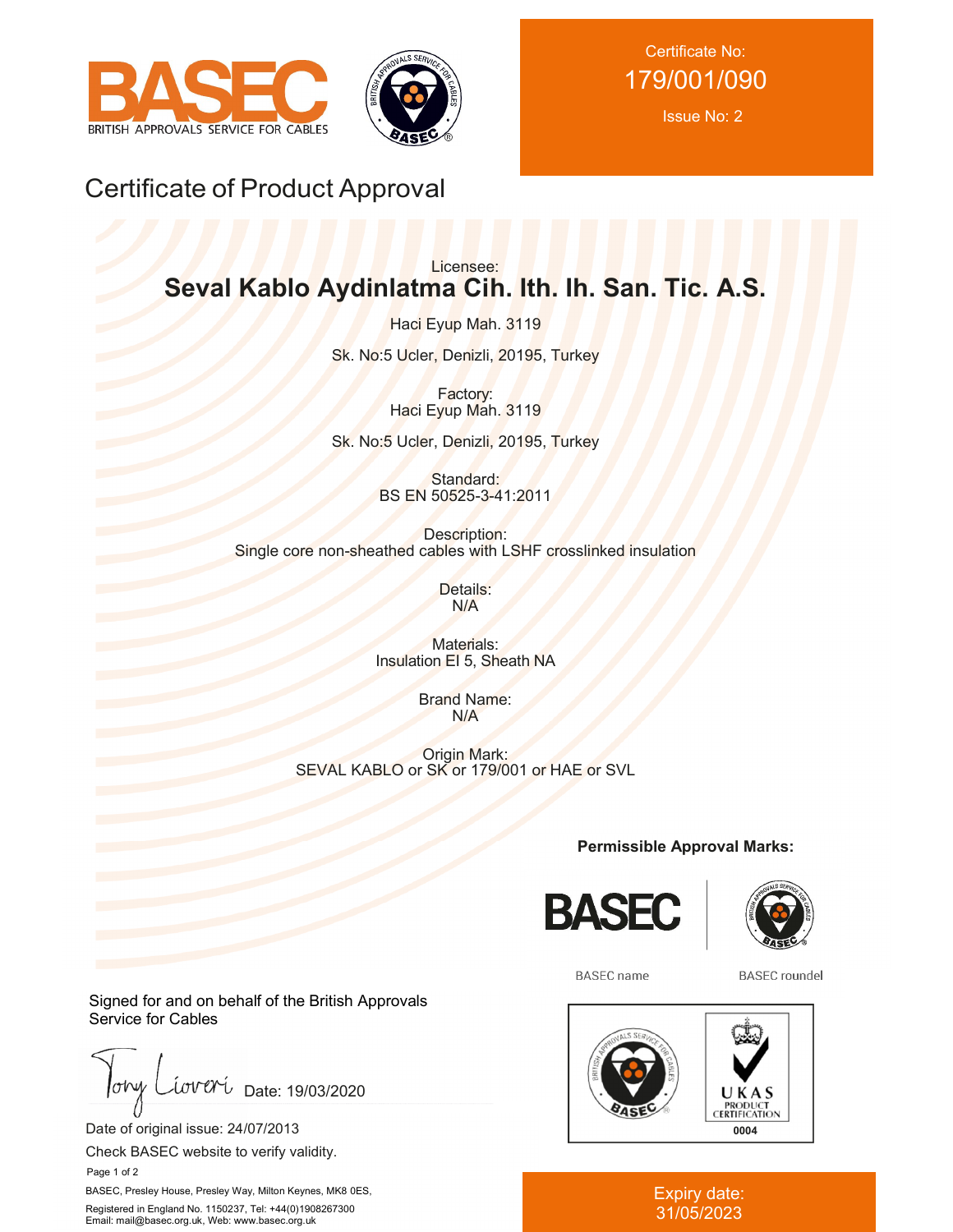BASEC

BRITISH APPROVALS SERVICE FOR CABLES

Certificate No: 179/001/090

Issue No: 2

# Certificate of Product Approval

Licensee:

**Seval Kablo Aydinlatma Cih. Ith. Ih. San. Tic. A.S.**

Haci Eyup Mah. 3119

Sk. No:5 Ucler, Denizli, 20195, Turkey

Factory:
Haci Eyup Mah. 3119

Sk. No:5 Ucler, Denizli, 20195, Turkey

Standard:
BS EN 50525-3-41:2011

Description:
Single core non-sheathed cables with LSHF crosslinked insulation

Details:
N/A

Materials:
Insulation EI 5, Sheath NA

Brand Name:
N/A

Origin Mark:
SEVAL KABLO or SK or 179/001 or HAE or SVL

**Permissible Approval Marks:**

BASEC name

BASEC roundel

UKAS PRODUCT CERTIFICATION 0004

Signed for and on behalf of the British Approvals Service for Cables

Date: 19/03/2020

Date of original issue: 24/07/2013

Check BASEC website to verify validity.

BASEC, Presley House, Presley Way, Milton Keynes, MK8 0ES,

Registered in England No. 1150237, Tel: +44(0)1908267300
Email: mail@basec.org.uk, Web: www.basec.org.uk

Expiry date:
31/05/2023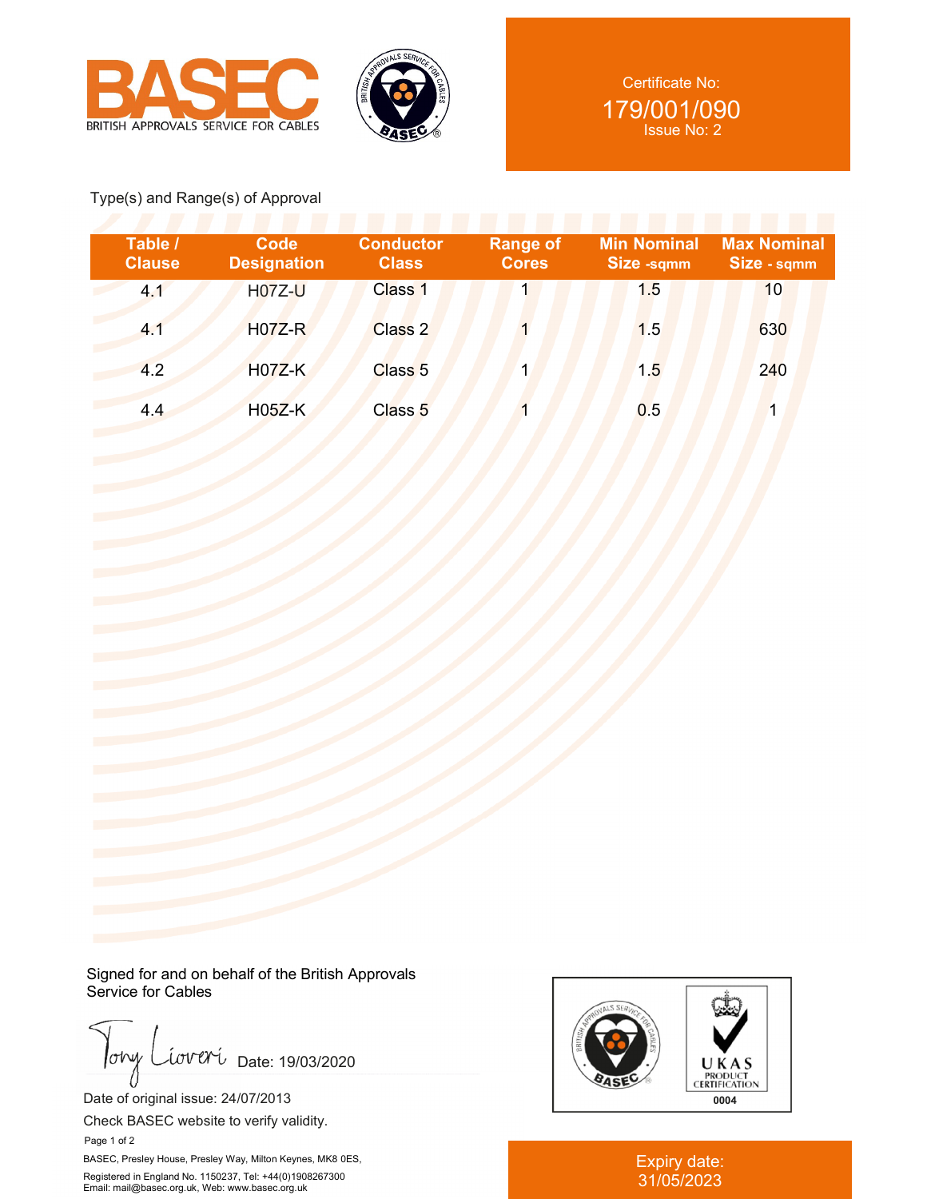BASEC

BRITISH APPROVALS SERVICE FOR CABLES

Certificate No:
179/001/090
Issue No: 2

Type(s) and Range(s) of Approval

| Table / Clause | Code Designation | Conductor Class | Range of Cores | Min Nominal Size -sqmm | Max Nominal Size - sqmm |
|---|---|---|---|---|---|
| 4.1 | H07Z-U | Class 1 | 1 | 1.5 | 10 |
| 4.1 | H07Z-R | Class 2 | 1 | 1.5 | 630 |
| 4.2 | H07Z-K | Class 5 | 1 | 1.5 | 240 |
| 4.4 | H05Z-K | Class 5 | 1 | 0.5 | 1 |

Signed for and on behalf of the British Approvals Service for Cables

Tony Liveri Date: 19/03/2020

Date of original issue: 24/07/2013

Check BASEC website to verify validity.

UKAS PRODUCT CERTIFICATION 0004

BASEC, Presley House, Presley Way, Milton Keynes, MK8 0ES,

Registered in England No. 1150237, Tel: +44(0)1908267300
Email: mail@basec.org.uk, Web: www.basec.org.uk

Expiry date:
31/05/2023